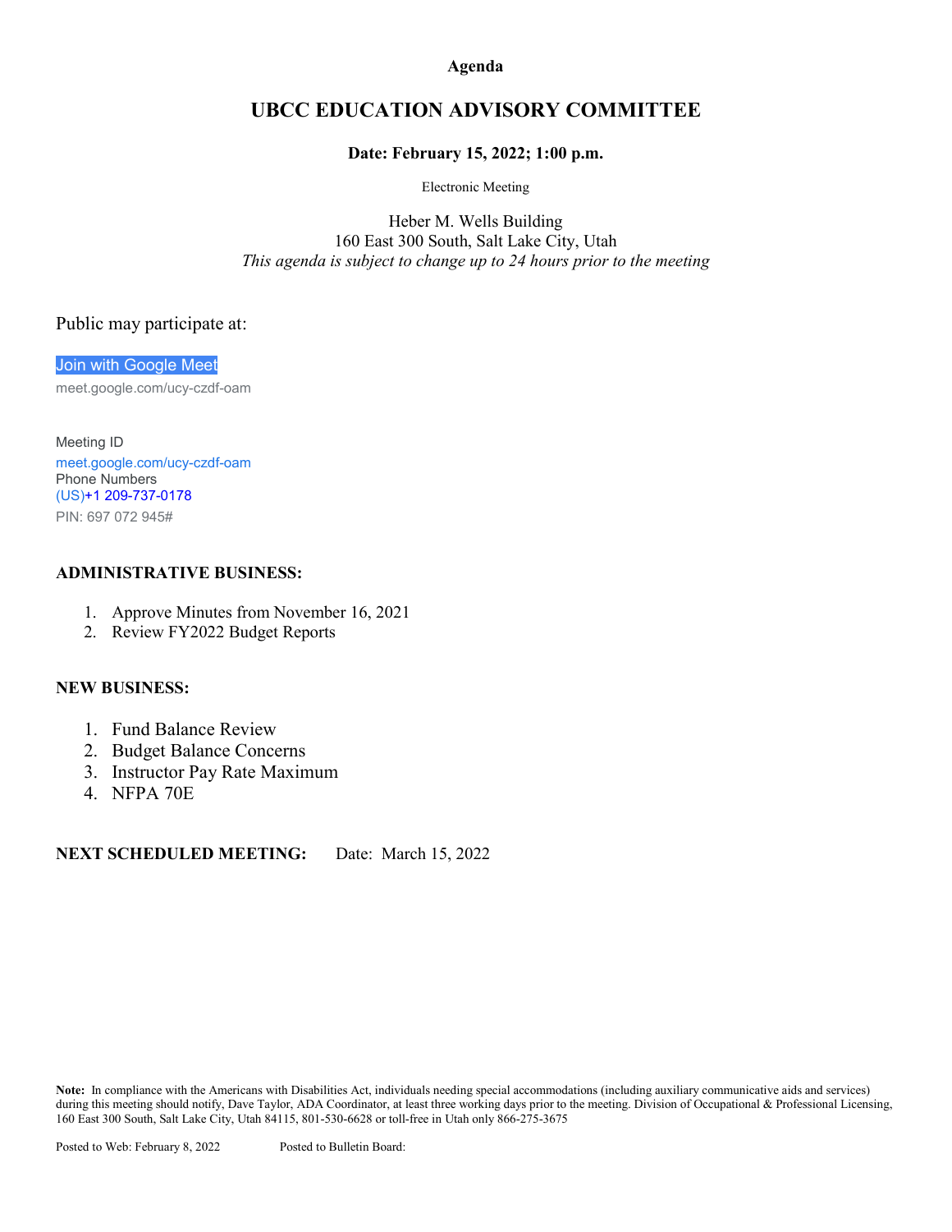**Agenda**

# UBCC EDUCATION ADVISORY COMMITTEE

**Date: February 15, 2022; 1:00 p.m.**

Electronic Meeting

Heber M. Wells Building
160 East 300 South, Salt Lake City, Utah
*This agenda is subject to change up to 24 hours prior to the meeting*

Public may participate at:

Join with Google Meet
meet.google.com/ucy-czdf-oam

Meeting ID
meet.google.com/ucy-czdf-oam
Phone Numbers
(US)+1 209-737-0178
PIN: 697 072 945#

**ADMINISTRATIVE BUSINESS:**

1. Approve Minutes from November 16, 2021
2. Review FY2022 Budget Reports

**NEW BUSINESS:**

1. Fund Balance Review
2. Budget Balance Concerns
3. Instructor Pay Rate Maximum
4. NFPA 70E

**NEXT SCHEDULED MEETING:** Date: March 15, 2022

**Note:** In compliance with the Americans with Disabilities Act, individuals needing special accommodations (including auxiliary communicative aids and services) during this meeting should notify, Dave Taylor, ADA Coordinator, at least three working days prior to the meeting. Division of Occupational & Professional Licensing, 160 East 300 South, Salt Lake City, Utah 84115, 801-530-6628 or toll-free in Utah only 866-275-3675

Posted to Web: February 8, 2022 Posted to Bulletin Board: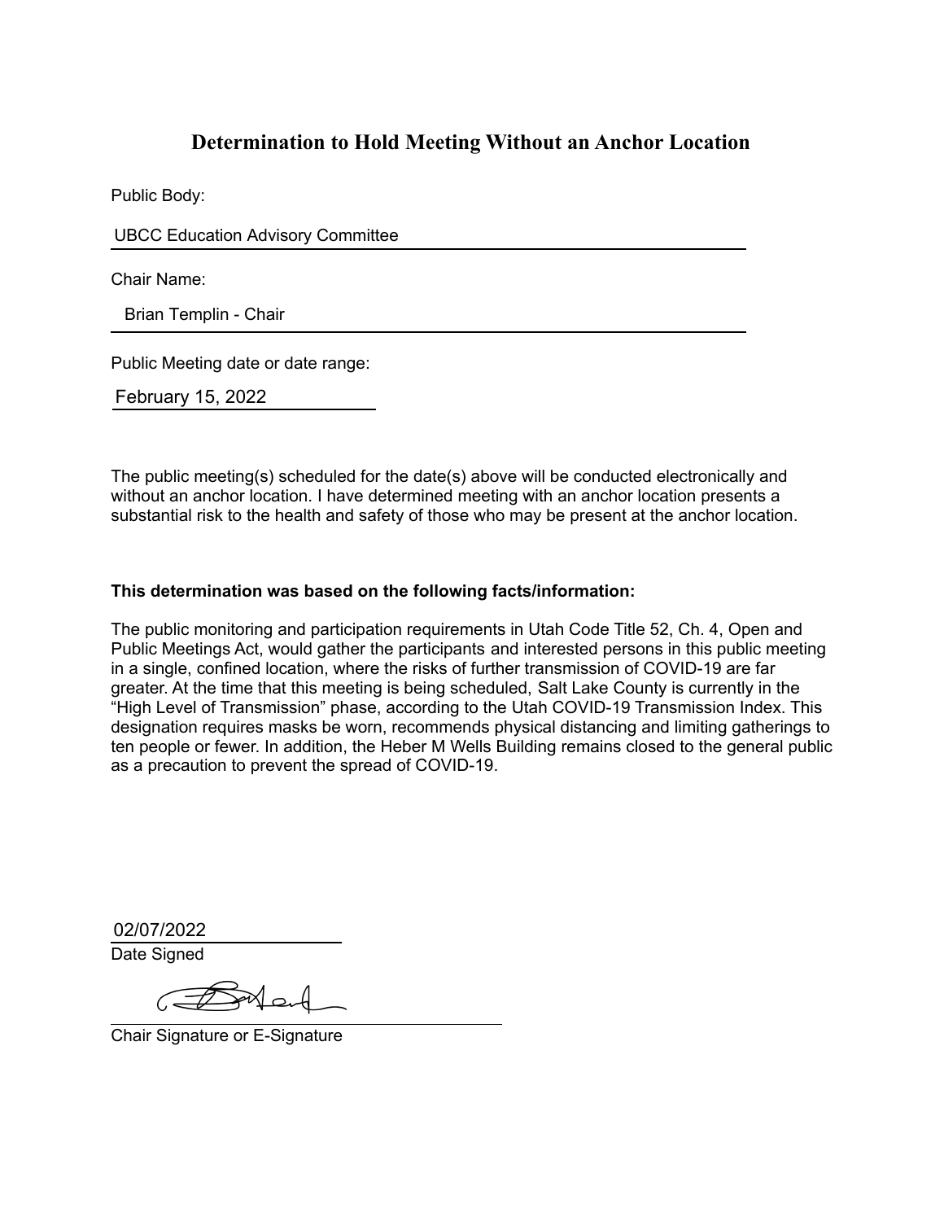# Determination to Hold Meeting Without an Anchor Location

Public Body:

UBCC Education Advisory Committee

Chair Name:

Brian Templin - Chair

Public Meeting date or date range:

February 15, 2022

The public meeting(s) scheduled for the date(s) above will be conducted electronically and without an anchor location. I have determined meeting with an anchor location presents a substantial risk to the health and safety of those who may be present at the anchor location.

**This determination was based on the following facts/information:**

The public monitoring and participation requirements in Utah Code Title 52, Ch. 4, Open and Public Meetings Act, would gather the participants and interested persons in this public meeting in a single, confined location, where the risks of further transmission of COVID-19 are far greater. At the time that this meeting is being scheduled, Salt Lake County is currently in the "High Level of Transmission" phase, according to the Utah COVID-19 Transmission Index. This designation requires masks be worn, recommends physical distancing and limiting gatherings to ten people or fewer. In addition, the Heber M Wells Building remains closed to the general public as a precaution to prevent the spread of COVID-19.

02/07/2022

Date Signed

Chair Signature or E-Signature